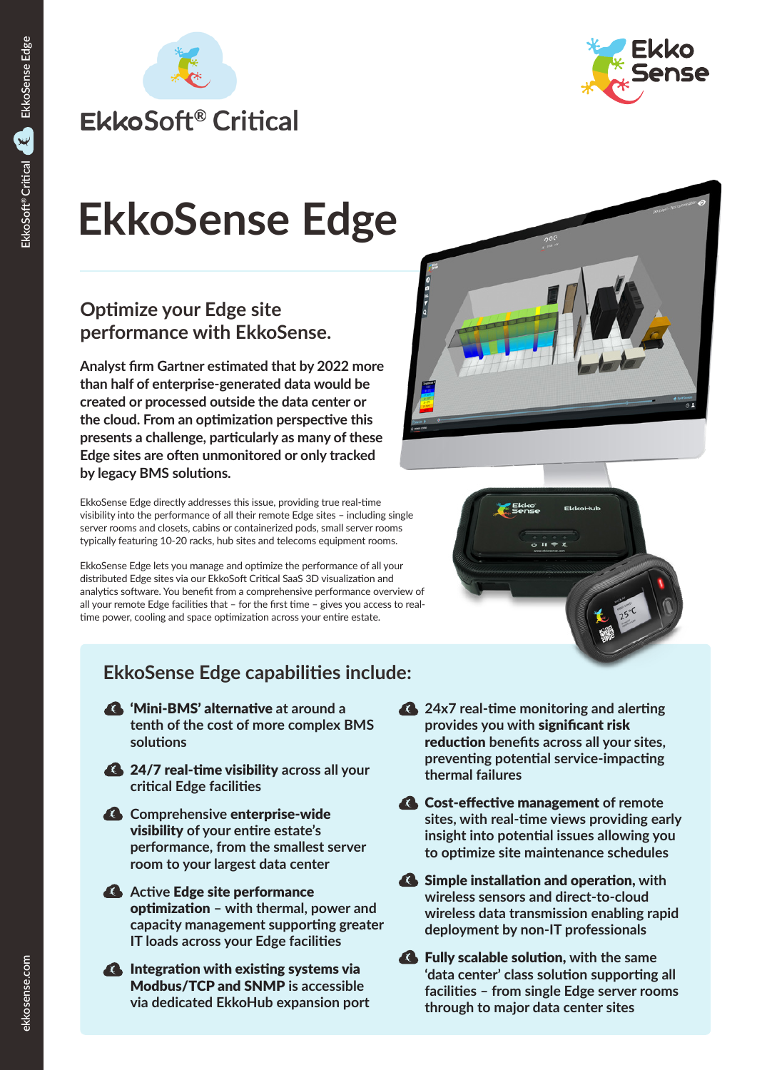EkkoSoft® Critical

# EkkoSense Edge

## Optimize your Edge site performance with EkkoSense.

**Analyst firm Gartner estimated that by 2022 more than half of enterprise-generated data would be created or processed outside the data center or the cloud. From an optimization perspective this presents a challenge, particularly as many of these Edge sites are often unmonitored or only tracked by legacy BMS solutions.**

EkkoSense Edge directly addresses this issue, providing true real-time visibility into the performance of all their remote Edge sites – including single server rooms and closets, cabins or containerized pods, small server rooms typically featuring 10-20 racks, hub sites and telecoms equipment rooms.

EkkoSense Edge lets you manage and optimize the performance of all your distributed Edge sites via our EkkoSoft Critical SaaS 3D visualization and analytics software. You benefit from a comprehensive performance overview of all your remote Edge facilities that – for the first time – gives you access to real-time power, cooling and space optimization across your entire estate.

## EkkoSense Edge capabilities include:

- **'Mini-BMS' alternative** at around a tenth of the cost of more complex BMS solutions
- **24/7 real-time visibility** across all your critical Edge facilities
- Comprehensive **enterprise-wide visibility** of your entire estate's performance, from the smallest server room to your largest data center
- Active **Edge site performance optimization** – with thermal, power and capacity management supporting greater IT loads across your Edge facilities
- **Integration with existing systems via Modbus/TCP and SNMP** is accessible via dedicated EkkoHub expansion port
- 24x7 real-time monitoring and alerting provides you with **significant risk reduction** benefits across all your sites, preventing potential service-impacting thermal failures
- **Cost-effective management** of remote sites, with real-time views providing early insight into potential issues allowing you to optimize site maintenance schedules
- **Simple installation and operation,** with wireless sensors and direct-to-cloud wireless data transmission enabling rapid deployment by non-IT professionals
- **Fully scalable solution,** with the same 'data center' class solution supporting all facilities – from single Edge server rooms through to major data center sites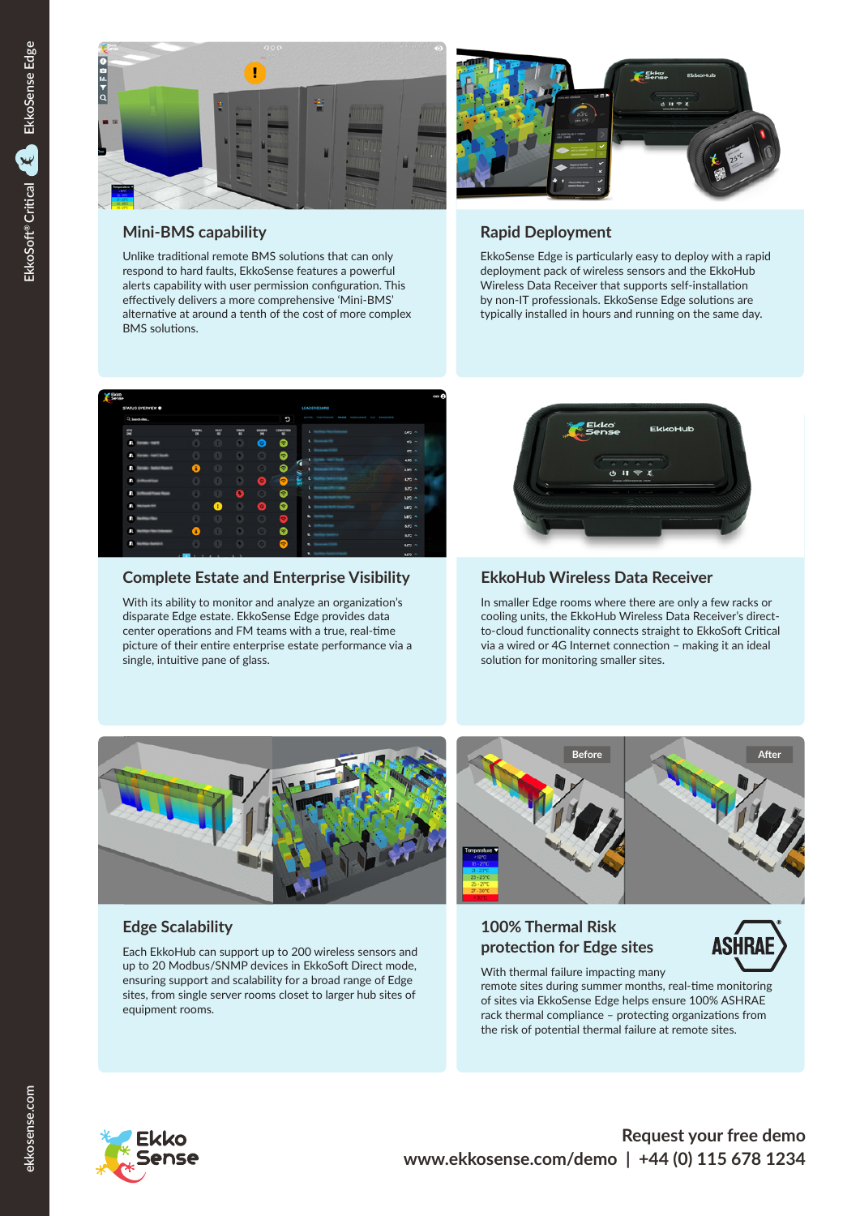## Mini-BMS capability

Unlike traditional remote BMS solutions that can only respond to hard faults, EkkoSense features a powerful alerts capability with user permission configuration. This effectively delivers a more comprehensive 'Mini-BMS' alternative at around a tenth of the cost of more complex BMS solutions.

## Rapid Deployment

EkkoSense Edge is particularly easy to deploy with a rapid deployment pack of wireless sensors and the EkkoHub Wireless Data Receiver that supports self-installation by non-IT professionals. EkkoSense Edge solutions are typically installed in hours and running on the same day.

## Complete Estate and Enterprise Visibility

With its ability to monitor and analyze an organization's disparate Edge estate. EkkoSense Edge provides data center operations and FM teams with a true, real-time picture of their entire enterprise estate performance via a single, intuitive pane of glass.

## EkkoHub Wireless Data Receiver

In smaller Edge rooms where there are only a few racks or cooling units, the EkkoHub Wireless Data Receiver's direct-to-cloud functionality connects straight to EkkoSoft Critical via a wired or 4G Internet connection – making it an ideal solution for monitoring smaller sites.

## Edge Scalability

Each EkkoHub can support up to 200 wireless sensors and up to 20 Modbus/SNMP devices in EkkoSoft Direct mode, ensuring support and scalability for a broad range of Edge sites, from single server rooms closet to larger hub sites of equipment rooms.

## 100% Thermal Risk protection for Edge sites

Before

After

With thermal failure impacting many remote sites during summer months, real-time monitoring of sites via EkkoSense Edge helps ensure 100% ASHRAE rack thermal compliance – protecting organizations from the risk of potential thermal failure at remote sites.

**Request your free demo**

**www.ekkosense.com/demo | +44 (0) 115 678 1234**